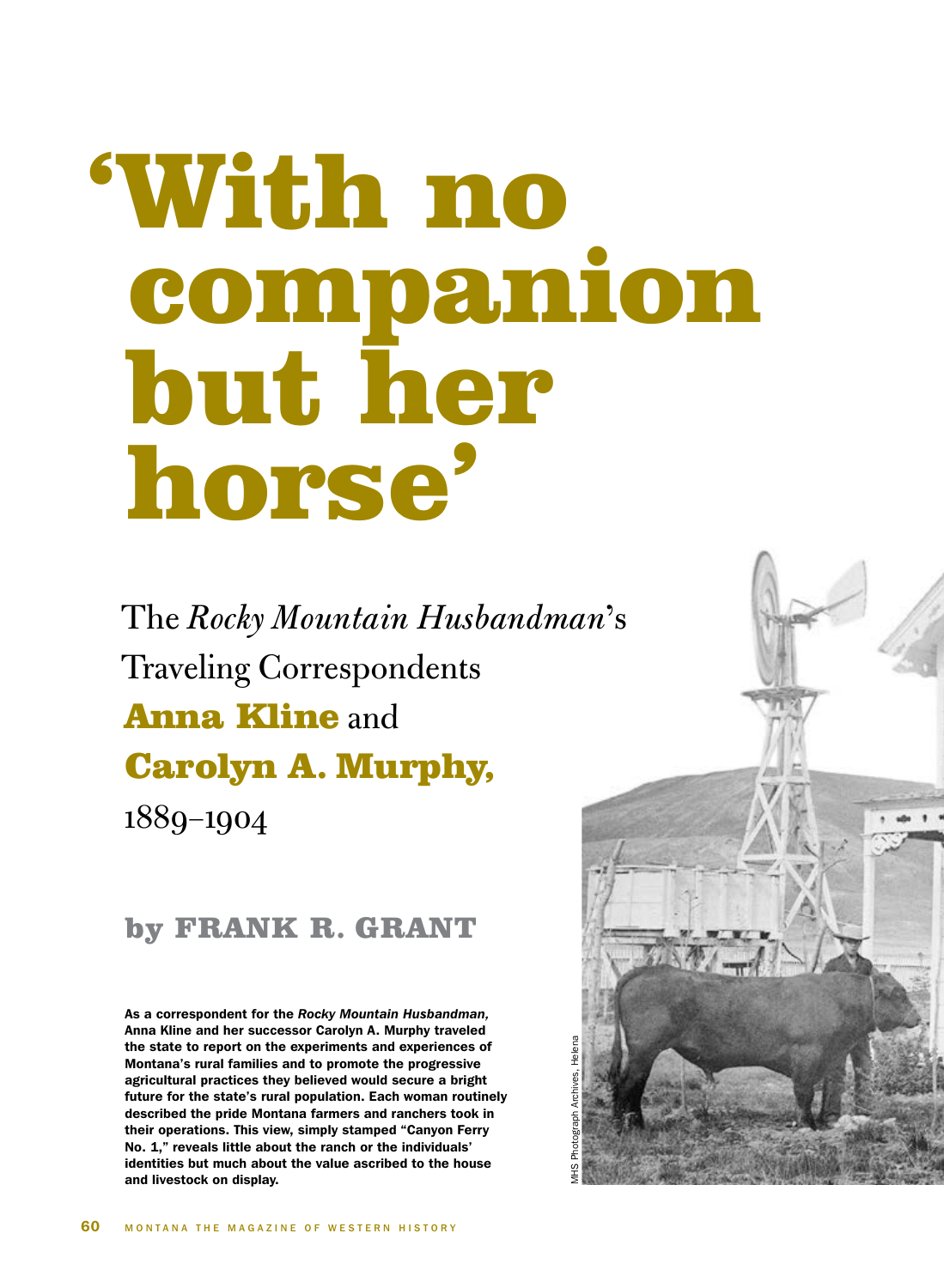# 'With no companion but her horse'

## The *Rocky Mountain Husbandman*'s Traveling Correspondents **Anna Kline** and **Carolyn A. Murphy,** 1889–1904

### by FRANK R. GRANT

**As a correspondent for the *Rocky Mountain Husbandman,* Anna Kline and her successor Carolyn A. Murphy traveled the state to report on the experiments and experiences of Montana's rural families and to promote the progressive agricultural practices they believed would secure a bright future for the state's rural population. Each woman routinely described the pride Montana farmers and ranchers took in their operations. This view, simply stamped "Canyon Ferry No. 1," reveals little about the ranch or the individuals' identities but much about the value ascribed to the house and livestock on display.**

MHS Photograph Archives, Helena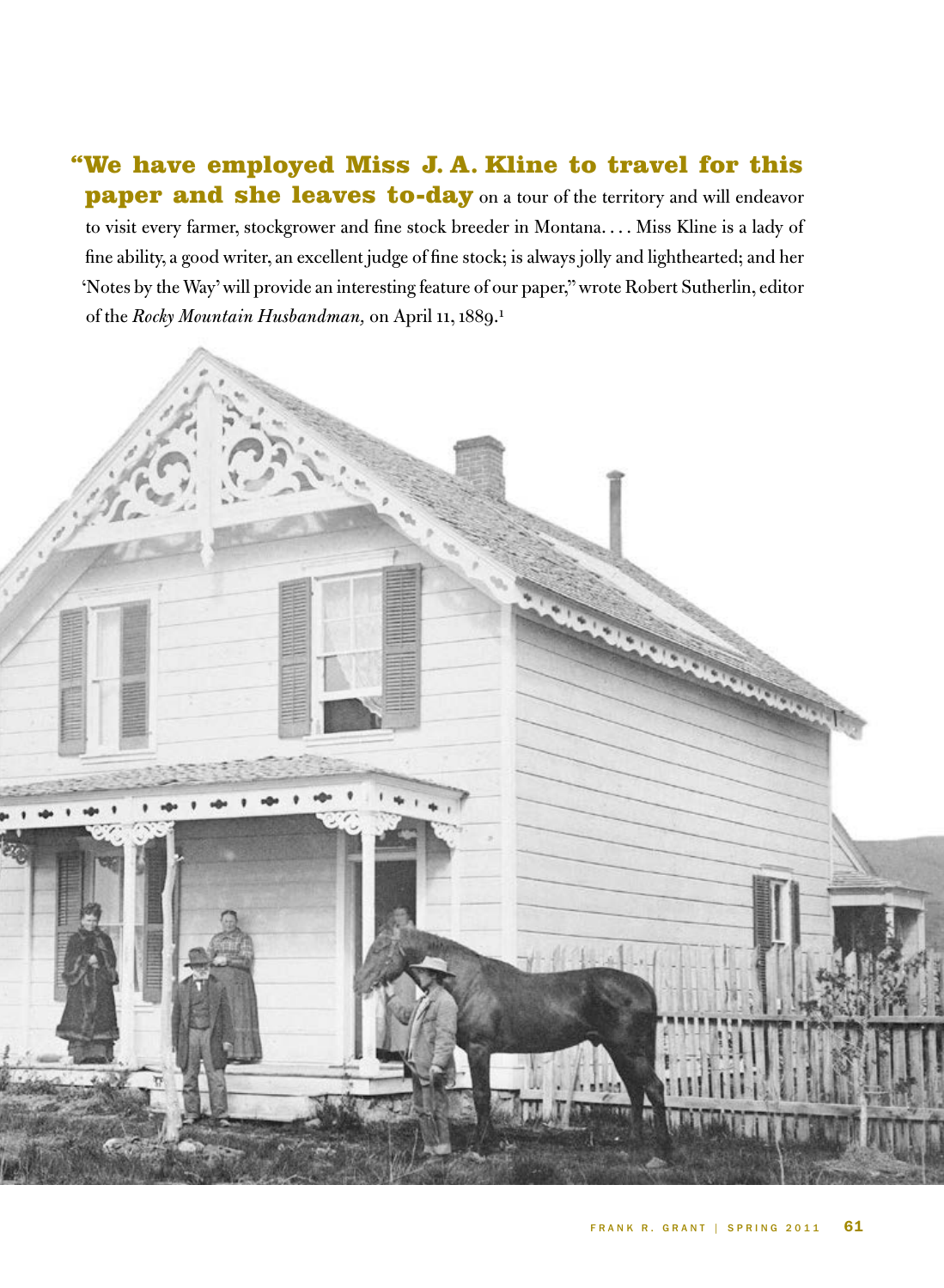**"We have employed Miss J. A. Kline to travel for this paper and she leaves to-day** on a tour of the territory and will endeavor to visit every farmer, stockgrower and fine stock breeder in Montana. . . . Miss Kline is a lady of fine ability, a good writer, an excellent judge of fine stock; is always jolly and lighthearted; and her 'Notes by the Way' will provide an interesting feature of our paper," wrote Robert Sutherlin, editor of the *Rocky Mountain Husbandman,* on April 11, 1889.[1]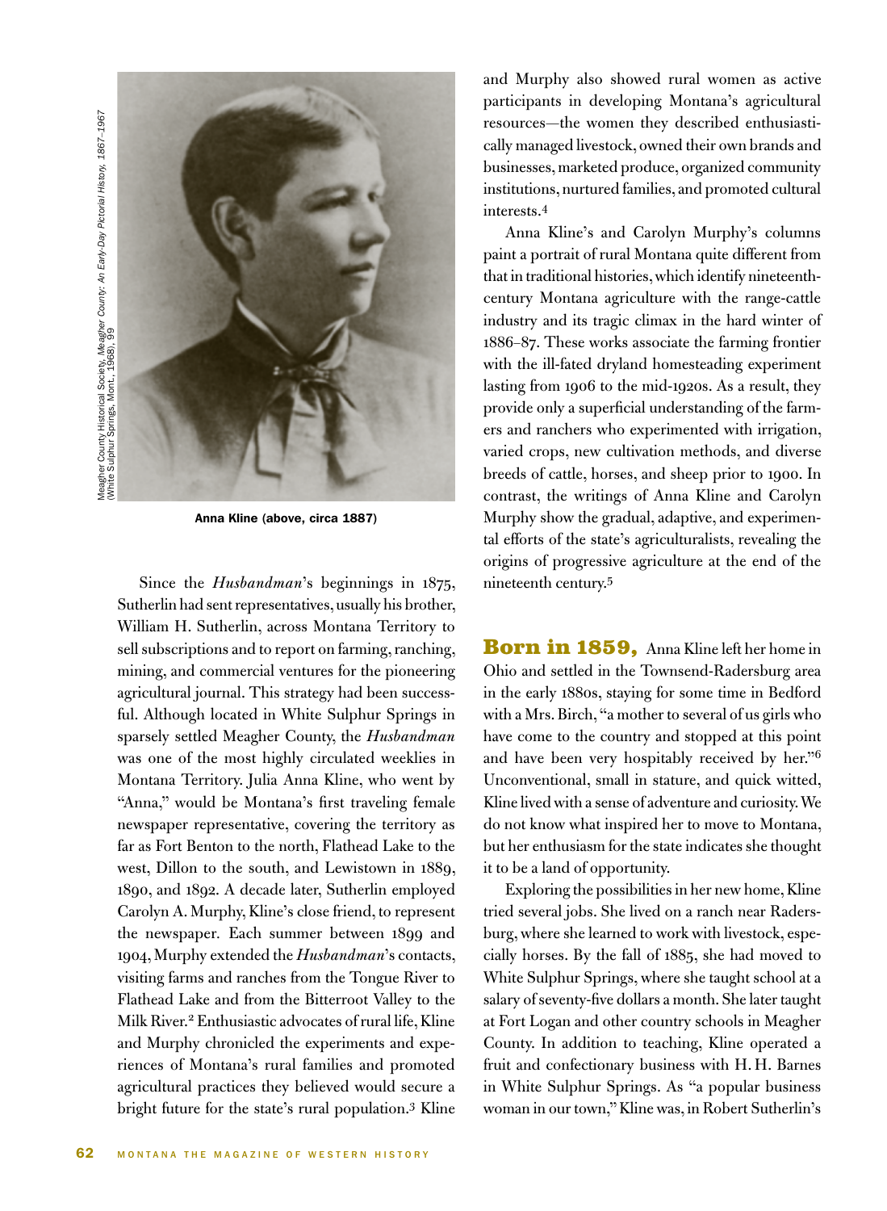Meagher County Historical Society, *Meagher County: An Early-Day Pictorial History, 1867–1967* (White Sulphur Springs, Mont., 1968), 99

Anna Kline (above, circa 1887)

Since the *Husbandman*'s beginnings in 1875, Sutherlin had sent representatives, usually his brother, William H. Sutherlin, across Montana Territory to sell subscriptions and to report on farming, ranching, mining, and commercial ventures for the pioneering agricultural journal. This strategy had been successful. Although located in White Sulphur Springs in sparsely settled Meagher County, the *Husbandman* was one of the most highly circulated weeklies in Montana Territory. Julia Anna Kline, who went by "Anna," would be Montana's first traveling female newspaper representative, covering the territory as far as Fort Benton to the north, Flathead Lake to the west, Dillon to the south, and Lewistown in 1889, 1890, and 1892. A decade later, Sutherlin employed Carolyn A. Murphy, Kline's close friend, to represent the newspaper. Each summer between 1899 and 1904, Murphy extended the *Husbandman*'s contacts, visiting farms and ranches from the Tongue River to Flathead Lake and from the Bitterroot Valley to the Milk River.[2] Enthusiastic advocates of rural life, Kline and Murphy chronicled the experiments and experiences of Montana's rural families and promoted agricultural practices they believed would secure a bright future for the state's rural population.[3] Kline and Murphy also showed rural women as active participants in developing Montana's agricultural resources—the women they described enthusiastically managed livestock, owned their own brands and businesses, marketed produce, organized community institutions, nurtured families, and promoted cultural interests.[4]

Anna Kline's and Carolyn Murphy's columns paint a portrait of rural Montana quite different from that in traditional histories, which identify nineteenth-century Montana agriculture with the range-cattle industry and its tragic climax in the hard winter of 1886–87. These works associate the farming frontier with the ill-fated dryland homesteading experiment lasting from 1906 to the mid-1920s. As a result, they provide only a superficial understanding of the farmers and ranchers who experimented with irrigation, varied crops, new cultivation methods, and diverse breeds of cattle, horses, and sheep prior to 1900. In contrast, the writings of Anna Kline and Carolyn Murphy show the gradual, adaptive, and experimental efforts of the state's agriculturalists, revealing the origins of progressive agriculture at the end of the nineteenth century.[5]

**Born in 1859,** Anna Kline left her home in Ohio and settled in the Townsend-Radersburg area in the early 1880s, staying for some time in Bedford with a Mrs. Birch, "a mother to several of us girls who have come to the country and stopped at this point and have been very hospitably received by her."[6] Unconventional, small in stature, and quick witted, Kline lived with a sense of adventure and curiosity. We do not know what inspired her to move to Montana, but her enthusiasm for the state indicates she thought it to be a land of opportunity.

Exploring the possibilities in her new home, Kline tried several jobs. She lived on a ranch near Radersburg, where she learned to work with livestock, especially horses. By the fall of 1885, she had moved to White Sulphur Springs, where she taught school at a salary of seventy-five dollars a month. She later taught at Fort Logan and other country schools in Meagher County. In addition to teaching, Kline operated a fruit and confectionary business with H. H. Barnes in White Sulphur Springs. As "a popular business woman in our town," Kline was, in Robert Sutherlin's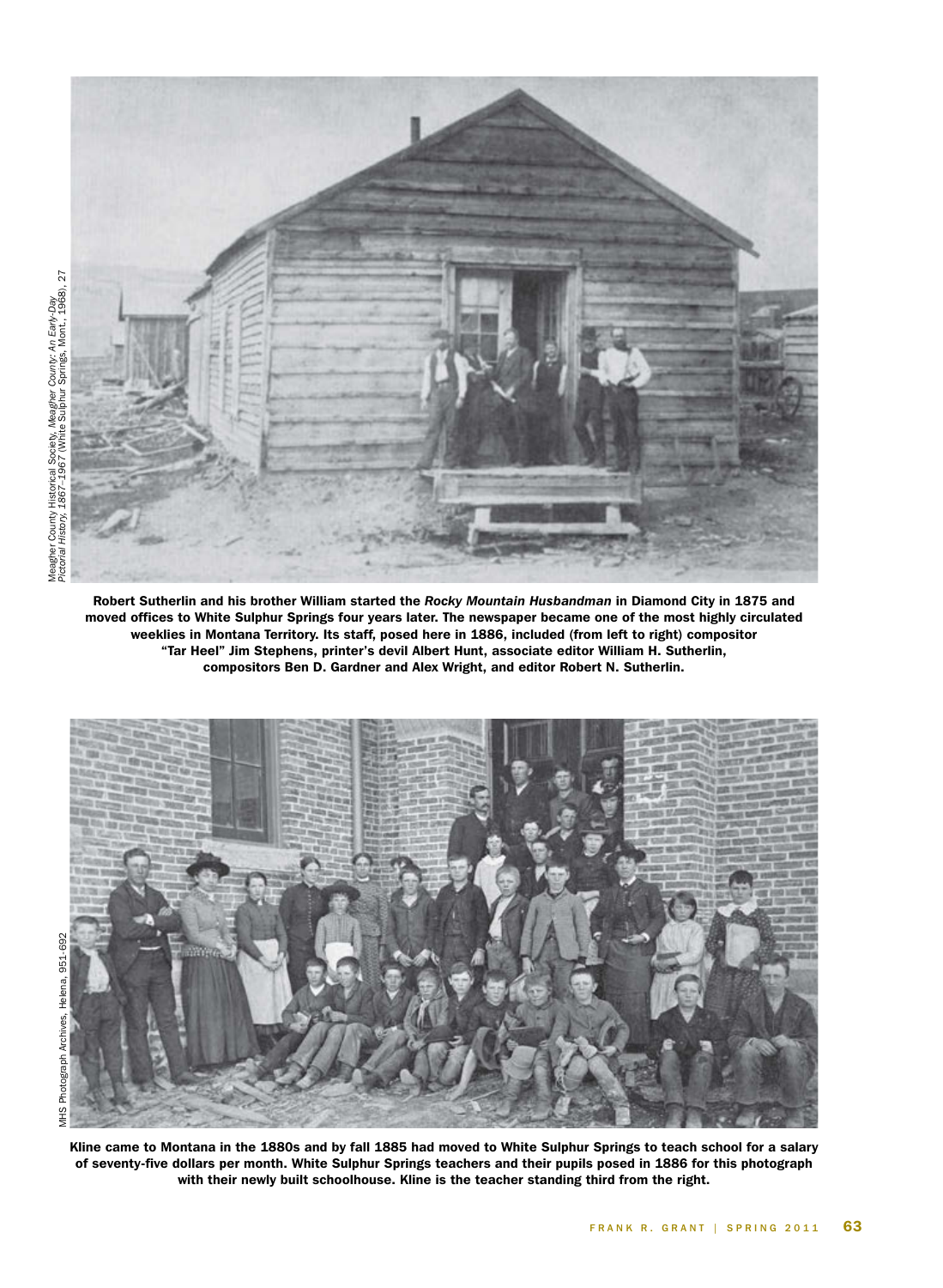Meagher County Historical Society, *Meagher County: An Early-Day Pictorial History, 1867–1967* (White Sulphur Springs, Mont., 1968), 27

**Robert Sutherlin and his brother William started the *Rocky Mountain Husbandman* in Diamond City in 1875 and moved offices to White Sulphur Springs four years later. The newspaper became one of the most highly circulated weeklies in Montana Territory. Its staff, posed here in 1886, included (from left to right) compositor "Tar Heel" Jim Stephens, printer's devil Albert Hunt, associate editor William H. Sutherlin, compositors Ben D. Gardner and Alex Wright, and editor Robert N. Sutherlin.**

MHS Photograph Archives, Helena, 951-692

**Kline came to Montana in the 1880s and by fall 1885 had moved to White Sulphur Springs to teach school for a salary of seventy-five dollars per month. White Sulphur Springs teachers and their pupils posed in 1886 for this photograph with their newly built schoolhouse. Kline is the teacher standing third from the right.**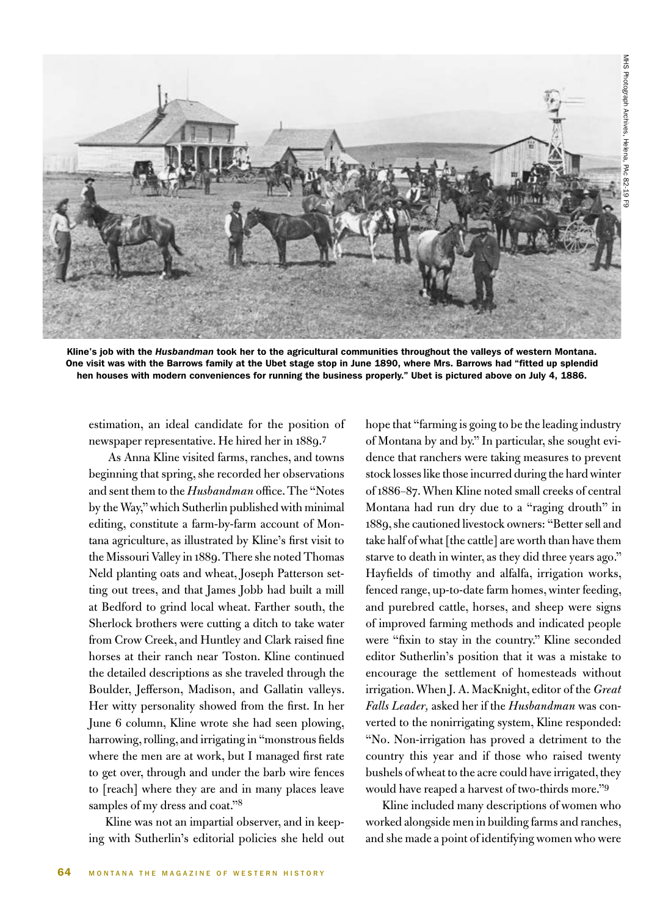Kline's job with the *Husbandman* took her to the agricultural communities throughout the valleys of western Montana. One visit was with the Barrows family at the Ubet stage stop in June 1890, where Mrs. Barrows had "fitted up splendid hen houses with modern conveniences for running the business properly." Ubet is pictured above on July 4, 1886.

MHS Photograph Archives, Helena, PAc 82-19 F9

estimation, an ideal candidate for the position of newspaper representative. He hired her in 1889.[7]

As Anna Kline visited farms, ranches, and towns beginning that spring, she recorded her observations and sent them to the *Husbandman* office. The "Notes by the Way," which Sutherlin published with minimal editing, constitute a farm-by-farm account of Montana agriculture, as illustrated by Kline's first visit to the Missouri Valley in 1889. There she noted Thomas Neld planting oats and wheat, Joseph Patterson setting out trees, and that James Jobb had built a mill at Bedford to grind local wheat. Farther south, the Sherlock brothers were cutting a ditch to take water from Crow Creek, and Huntley and Clark raised fine horses at their ranch near Toston. Kline continued the detailed descriptions as she traveled through the Boulder, Jefferson, Madison, and Gallatin valleys. Her witty personality showed from the first. In her June 6 column, Kline wrote she had seen plowing, harrowing, rolling, and irrigating in "monstrous fields where the men are at work, but I managed first rate to get over, through and under the barb wire fences to [reach] where they are and in many places leave samples of my dress and coat."[8]

Kline was not an impartial observer, and in keeping with Sutherlin's editorial policies she held out hope that "farming is going to be the leading industry of Montana by and by." In particular, she sought evidence that ranchers were taking measures to prevent stock losses like those incurred during the hard winter of 1886–87. When Kline noted small creeks of central Montana had run dry due to a "raging drouth" in 1889, she cautioned livestock owners: "Better sell and take half of what [the cattle] are worth than have them starve to death in winter, as they did three years ago." Hayfields of timothy and alfalfa, irrigation works, fenced range, up-to-date farm homes, winter feeding, and purebred cattle, horses, and sheep were signs of improved farming methods and indicated people were "fixin to stay in the country." Kline seconded editor Sutherlin's position that it was a mistake to encourage the settlement of homesteads without irrigation. When J. A. MacKnight, editor of the *Great Falls Leader,* asked her if the *Husbandman* was converted to the nonirrigating system, Kline responded: "No. Non-irrigation has proved a detriment to the country this year and if those who raised twenty bushels of wheat to the acre could have irrigated, they would have reaped a harvest of two-thirds more."[9]

Kline included many descriptions of women who worked alongside men in building farms and ranches, and she made a point of identifying women who were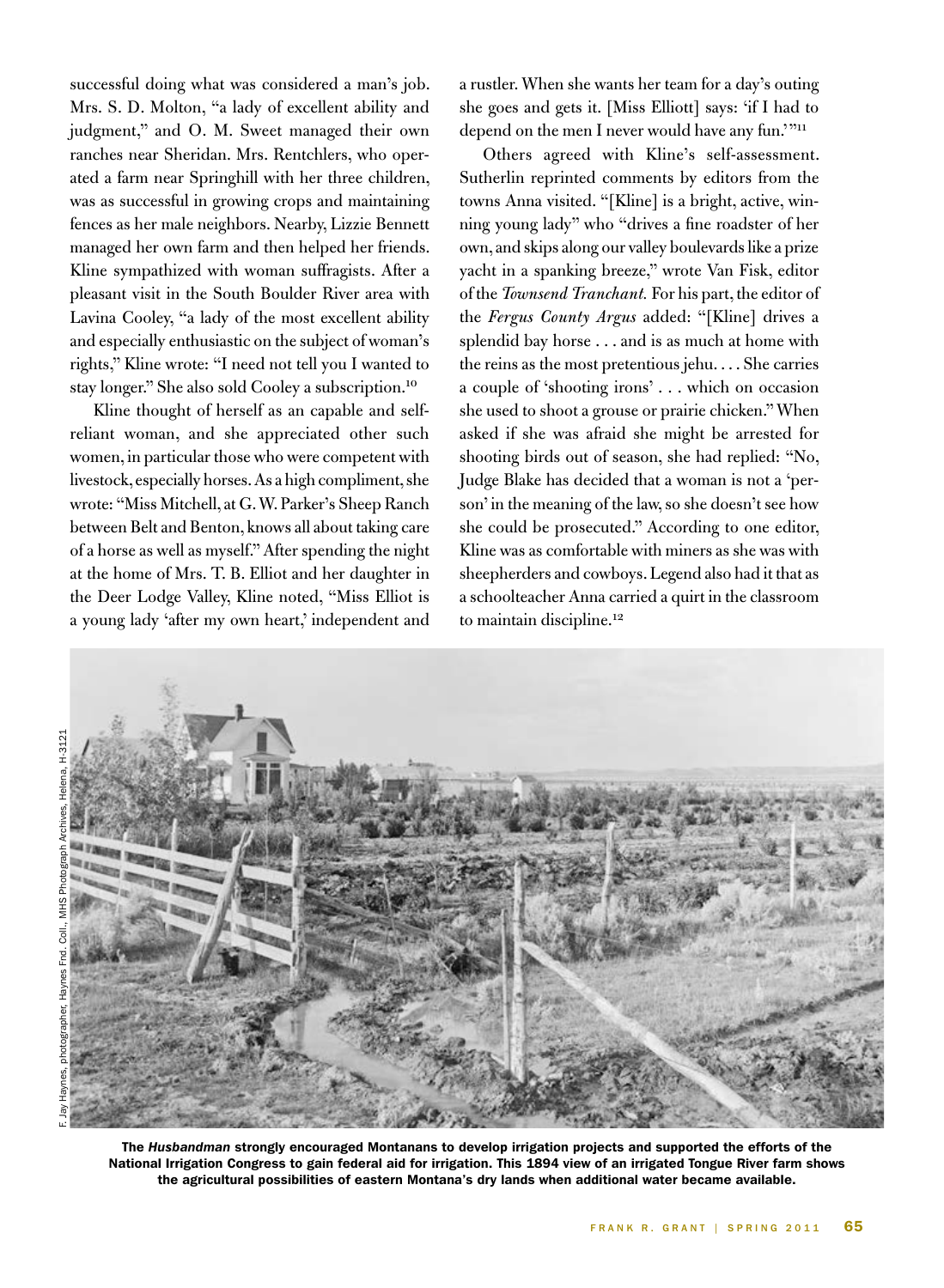successful doing what was considered a man's job. Mrs. S. D. Molton, "a lady of excellent ability and judgment," and O. M. Sweet managed their own ranches near Sheridan. Mrs. Rentchlers, who operated a farm near Springhill with her three children, was as successful in growing crops and maintaining fences as her male neighbors. Nearby, Lizzie Bennett managed her own farm and then helped her friends. Kline sympathized with woman suffragists. After a pleasant visit in the South Boulder River area with Lavina Cooley, "a lady of the most excellent ability and especially enthusiastic on the subject of woman's rights," Kline wrote: "I need not tell you I wanted to stay longer." She also sold Cooley a subscription.[10]

Kline thought of herself as an capable and self-reliant woman, and she appreciated other such women, in particular those who were competent with livestock, especially horses. As a high compliment, she wrote: "Miss Mitchell, at G. W. Parker's Sheep Ranch between Belt and Benton, knows all about taking care of a horse as well as myself." After spending the night at the home of Mrs. T. B. Elliot and her daughter in the Deer Lodge Valley, Kline noted, "Miss Elliot is a young lady 'after my own heart,' independent and a rustler. When she wants her team for a day's outing she goes and gets it. [Miss Elliott] says: 'if I had to depend on the men I never would have any fun.'"[11]

Others agreed with Kline's self-assessment. Sutherlin reprinted comments by editors from the towns Anna visited. "[Kline] is a bright, active, winning young lady" who "drives a fine roadster of her own, and skips along our valley boulevards like a prize yacht in a spanking breeze," wrote Van Fisk, editor of the *Townsend Tranchant.* For his part, the editor of the *Fergus County Argus* added: "[Kline] drives a splendid bay horse . . . and is as much at home with the reins as the most pretentious jehu. . . . She carries a couple of 'shooting irons' . . . which on occasion she used to shoot a grouse or prairie chicken." When asked if she was afraid she might be arrested for shooting birds out of season, she had replied: "No, Judge Blake has decided that a woman is not a 'person' in the meaning of the law, so she doesn't see how she could be prosecuted." According to one editor, Kline was as comfortable with miners as she was with sheepherders and cowboys. Legend also had it that as a schoolteacher Anna carried a quirt in the classroom to maintain discipline.[12]

F. Jay Haynes, photographer, Haynes Fnd. Coll., MHS Photograph Archives, Helena, H-3121

**The *Husbandman* strongly encouraged Montanans to develop irrigation projects and supported the efforts of the National Irrigation Congress to gain federal aid for irrigation. This 1894 view of an irrigated Tongue River farm shows the agricultural possibilities of eastern Montana's dry lands when additional water became available.**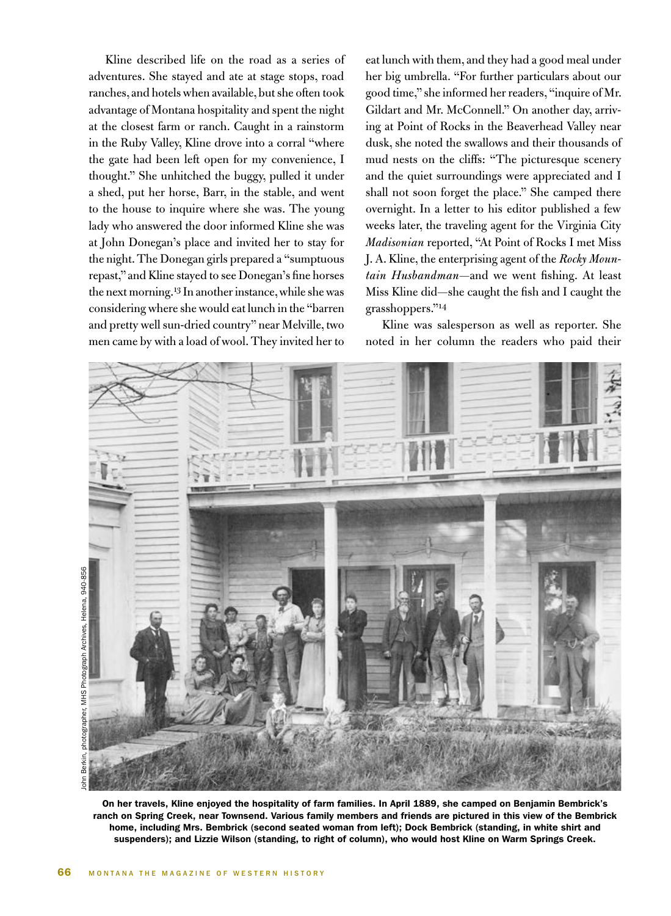Kline described life on the road as a series of adventures. She stayed and ate at stage stops, road ranches, and hotels when available, but she often took advantage of Montana hospitality and spent the night at the closest farm or ranch. Caught in a rainstorm in the Ruby Valley, Kline drove into a corral "where the gate had been left open for my convenience, I thought." She unhitched the buggy, pulled it under a shed, put her horse, Barr, in the stable, and went to the house to inquire where she was. The young lady who answered the door informed Kline she was at John Donegan's place and invited her to stay for the night. The Donegan girls prepared a "sumptuous repast," and Kline stayed to see Donegan's fine horses the next morning.[13] In another instance, while she was considering where she would eat lunch in the "barren and pretty well sun-dried country" near Melville, two men came by with a load of wool. They invited her to eat lunch with them, and they had a good meal under her big umbrella. "For further particulars about our good time," she informed her readers, "inquire of Mr. Gildart and Mr. McConnell." On another day, arriving at Point of Rocks in the Beaverhead Valley near dusk, she noted the swallows and their thousands of mud nests on the cliffs: "The picturesque scenery and the quiet surroundings were appreciated and I shall not soon forget the place." She camped there overnight. In a letter to his editor published a few weeks later, the traveling agent for the Virginia City *Madisonian* reported, "At Point of Rocks I met Miss J. A. Kline, the enterprising agent of the *Rocky Mountain Husbandman*—and we went fishing. At least Miss Kline did—she caught the fish and I caught the grasshoppers."[14]

Kline was salesperson as well as reporter. She noted in her column the readers who paid their

John Berkin, photographer, MHS Photograph Archives, Helena, 940-856

**On her travels, Kline enjoyed the hospitality of farm families. In April 1889, she camped on Benjamin Bembrick's ranch on Spring Creek, near Townsend. Various family members and friends are pictured in this view of the Bembrick home, including Mrs. Bembrick (second seated woman from left); Dock Bembrick (standing, in white shirt and suspenders); and Lizzie Wilson (standing, to right of column), who would host Kline on Warm Springs Creek.**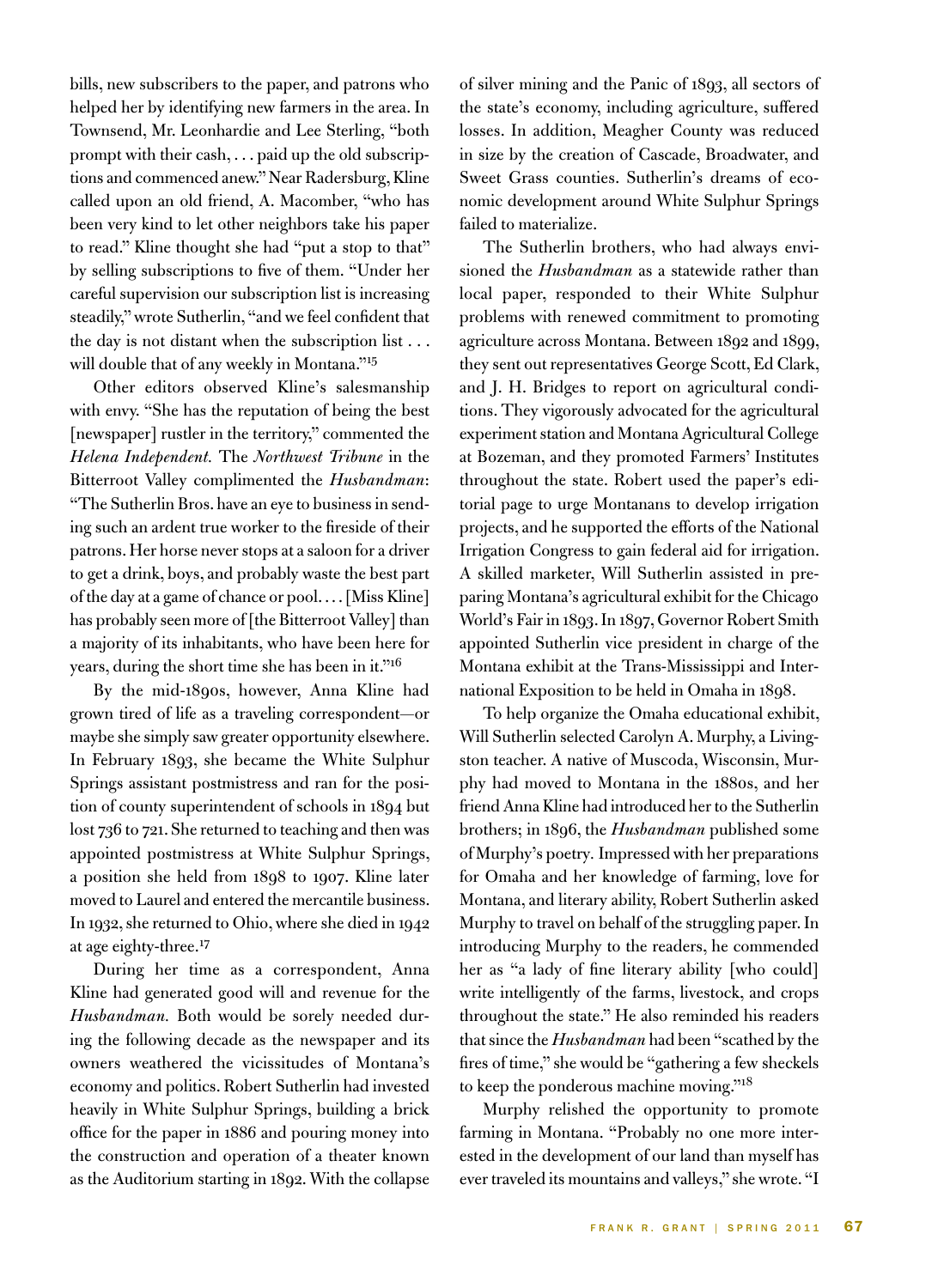bills, new subscribers to the paper, and patrons who helped her by identifying new farmers in the area. In Townsend, Mr. Leonhardie and Lee Sterling, "both prompt with their cash, . . . paid up the old subscriptions and commenced anew." Near Radersburg, Kline called upon an old friend, A. Macomber, "who has been very kind to let other neighbors take his paper to read." Kline thought she had "put a stop to that" by selling subscriptions to five of them. "Under her careful supervision our subscription list is increasing steadily," wrote Sutherlin, "and we feel confident that the day is not distant when the subscription list . . . will double that of any weekly in Montana."[15]

Other editors observed Kline's salesmanship with envy. "She has the reputation of being the best [newspaper] rustler in the territory," commented the *Helena Independent.* The *Northwest Tribune* in the Bitterroot Valley complimented the *Husbandman*: "The Sutherlin Bros. have an eye to business in sending such an ardent true worker to the fireside of their patrons. Her horse never stops at a saloon for a driver to get a drink, boys, and probably waste the best part of the day at a game of chance or pool. . . . [Miss Kline] has probably seen more of [the Bitterroot Valley] than a majority of its inhabitants, who have been here for years, during the short time she has been in it."[16]

By the mid-1890s, however, Anna Kline had grown tired of life as a traveling correspondent—or maybe she simply saw greater opportunity elsewhere. In February 1893, she became the White Sulphur Springs assistant postmistress and ran for the position of county superintendent of schools in 1894 but lost 736 to 721. She returned to teaching and then was appointed postmistress at White Sulphur Springs, a position she held from 1898 to 1907. Kline later moved to Laurel and entered the mercantile business. In 1932, she returned to Ohio, where she died in 1942 at age eighty-three.[17]

During her time as a correspondent, Anna Kline had generated good will and revenue for the *Husbandman.* Both would be sorely needed during the following decade as the newspaper and its owners weathered the vicissitudes of Montana's economy and politics. Robert Sutherlin had invested heavily in White Sulphur Springs, building a brick office for the paper in 1886 and pouring money into the construction and operation of a theater known as the Auditorium starting in 1892. With the collapse of silver mining and the Panic of 1893, all sectors of the state's economy, including agriculture, suffered losses. In addition, Meagher County was reduced in size by the creation of Cascade, Broadwater, and Sweet Grass counties. Sutherlin's dreams of economic development around White Sulphur Springs failed to materialize.

The Sutherlin brothers, who had always envisioned the *Husbandman* as a statewide rather than local paper, responded to their White Sulphur problems with renewed commitment to promoting agriculture across Montana. Between 1892 and 1899, they sent out representatives George Scott, Ed Clark, and J. H. Bridges to report on agricultural conditions. They vigorously advocated for the agricultural experiment station and Montana Agricultural College at Bozeman, and they promoted Farmers' Institutes throughout the state. Robert used the paper's editorial page to urge Montanans to develop irrigation projects, and he supported the efforts of the National Irrigation Congress to gain federal aid for irrigation. A skilled marketer, Will Sutherlin assisted in preparing Montana's agricultural exhibit for the Chicago World's Fair in 1893. In 1897, Governor Robert Smith appointed Sutherlin vice president in charge of the Montana exhibit at the Trans-Mississippi and International Exposition to be held in Omaha in 1898.

To help organize the Omaha educational exhibit, Will Sutherlin selected Carolyn A. Murphy, a Livingston teacher. A native of Muscoda, Wisconsin, Murphy had moved to Montana in the 1880s, and her friend Anna Kline had introduced her to the Sutherlin brothers; in 1896, the *Husbandman* published some of Murphy's poetry. Impressed with her preparations for Omaha and her knowledge of farming, love for Montana, and literary ability, Robert Sutherlin asked Murphy to travel on behalf of the struggling paper. In introducing Murphy to the readers, he commended her as "a lady of fine literary ability [who could] write intelligently of the farms, livestock, and crops throughout the state." He also reminded his readers that since the *Husbandman* had been "scathed by the fires of time," she would be "gathering a few sheckels to keep the ponderous machine moving."[18]

Murphy relished the opportunity to promote farming in Montana. "Probably no one more interested in the development of our land than myself has ever traveled its mountains and valleys," she wrote. "I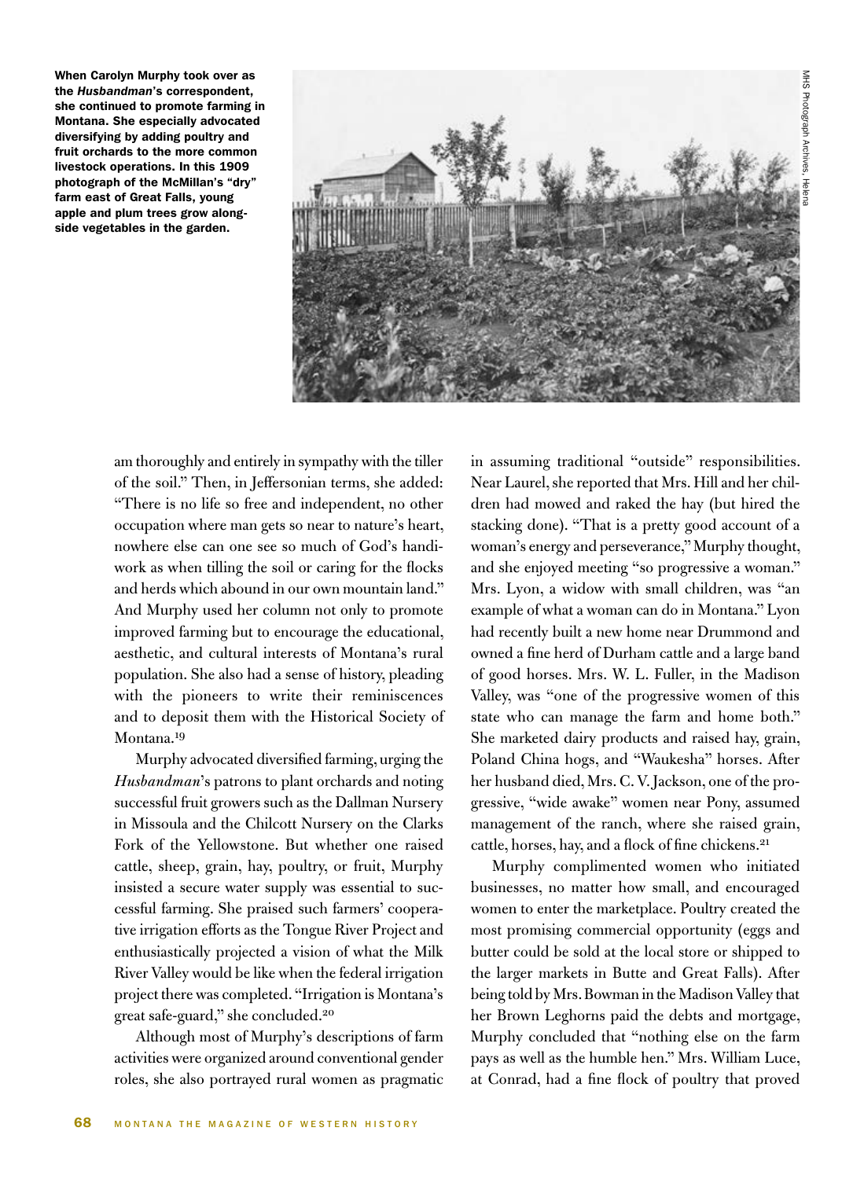**When Carolyn Murphy took over as the *Husbandman*'s correspondent, she continued to promote farming in Montana. She especially advocated diversifying by adding poultry and fruit orchards to the more common livestock operations. In this 1909 photograph of the McMillan's "dry" farm east of Great Falls, young apple and plum trees grow alongside vegetables in the garden.**

MHS Photograph Archives, Helena

am thoroughly and entirely in sympathy with the tiller of the soil." Then, in Jeffersonian terms, she added: "There is no life so free and independent, no other occupation where man gets so near to nature's heart, nowhere else can one see so much of God's handiwork as when tilling the soil or caring for the flocks and herds which abound in our own mountain land." And Murphy used her column not only to promote improved farming but to encourage the educational, aesthetic, and cultural interests of Montana's rural population. She also had a sense of history, pleading with the pioneers to write their reminiscences and to deposit them with the Historical Society of Montana.[19]

Murphy advocated diversified farming, urging the *Husbandman*'s patrons to plant orchards and noting successful fruit growers such as the Dallman Nursery in Missoula and the Chilcott Nursery on the Clarks Fork of the Yellowstone. But whether one raised cattle, sheep, grain, hay, poultry, or fruit, Murphy insisted a secure water supply was essential to successful farming. She praised such farmers' cooperative irrigation efforts as the Tongue River Project and enthusiastically projected a vision of what the Milk River Valley would be like when the federal irrigation project there was completed. "Irrigation is Montana's great safe-guard," she concluded.[20]

Although most of Murphy's descriptions of farm activities were organized around conventional gender roles, she also portrayed rural women as pragmatic in assuming traditional "outside" responsibilities. Near Laurel, she reported that Mrs. Hill and her children had mowed and raked the hay (but hired the stacking done). "That is a pretty good account of a woman's energy and perseverance," Murphy thought, and she enjoyed meeting "so progressive a woman." Mrs. Lyon, a widow with small children, was "an example of what a woman can do in Montana." Lyon had recently built a new home near Drummond and owned a fine herd of Durham cattle and a large band of good horses. Mrs. W. L. Fuller, in the Madison Valley, was "one of the progressive women of this state who can manage the farm and home both." She marketed dairy products and raised hay, grain, Poland China hogs, and "Waukesha" horses. After her husband died, Mrs. C. V. Jackson, one of the progressive, "wide awake" women near Pony, assumed management of the ranch, where she raised grain, cattle, horses, hay, and a flock of fine chickens.[21]

Murphy complimented women who initiated businesses, no matter how small, and encouraged women to enter the marketplace. Poultry created the most promising commercial opportunity (eggs and butter could be sold at the local store or shipped to the larger markets in Butte and Great Falls). After being told by Mrs. Bowman in the Madison Valley that her Brown Leghorns paid the debts and mortgage, Murphy concluded that "nothing else on the farm pays as well as the humble hen." Mrs. William Luce, at Conrad, had a fine flock of poultry that proved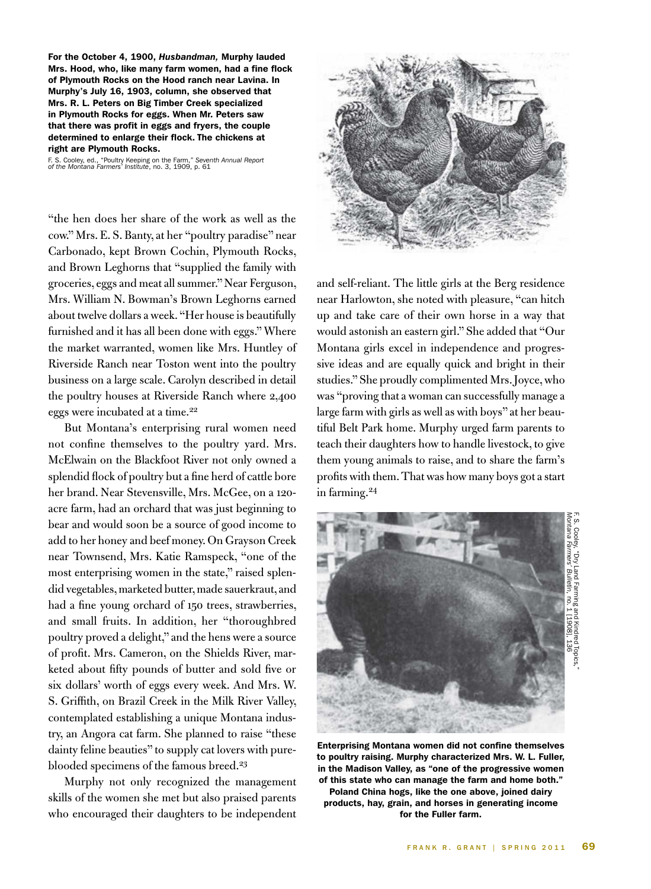**For the October 4, 1900, *Husbandman,* Murphy lauded Mrs. Hood, who, like many farm women, had a fine flock of Plymouth Rocks on the Hood ranch near Lavina. In Murphy's July 16, 1903, column, she observed that Mrs. R. L. Peters on Big Timber Creek specialized in Plymouth Rocks for eggs. When Mr. Peters saw that there was profit in eggs and fryers, the couple determined to enlarge their flock. The chickens at right are Plymouth Rocks.**

F. S. Cooley, ed., "Poultry Keeping on the Farm," *Seventh Annual Report of the Montana Farmers' Institute*, no. 3, 1909, p. 61

"the hen does her share of the work as well as the cow." Mrs. E. S. Banty, at her "poultry paradise" near Carbonado, kept Brown Cochin, Plymouth Rocks, and Brown Leghorns that "supplied the family with groceries, eggs and meat all summer." Near Ferguson, Mrs. William N. Bowman's Brown Leghorns earned about twelve dollars a week. "Her house is beautifully furnished and it has all been done with eggs." Where the market warranted, women like Mrs. Huntley of Riverside Ranch near Toston went into the poultry business on a large scale. Carolyn described in detail the poultry houses at Riverside Ranch where 2,400 eggs were incubated at a time.[22]

But Montana's enterprising rural women need not confine themselves to the poultry yard. Mrs. McElwain on the Blackfoot River not only owned a splendid flock of poultry but a fine herd of cattle bore her brand. Near Stevensville, Mrs. McGee, on a 120-acre farm, had an orchard that was just beginning to bear and would soon be a source of good income to add to her honey and beef money. On Grayson Creek near Townsend, Mrs. Katie Ramspeck, "one of the most enterprising women in the state," raised splendid vegetables, marketed butter, made sauerkraut, and had a fine young orchard of 150 trees, strawberries, and small fruits. In addition, her "thoroughbred poultry proved a delight," and the hens were a source of profit. Mrs. Cameron, on the Shields River, marketed about fifty pounds of butter and sold five or six dollars' worth of eggs every week. And Mrs. W. S. Griffith, on Brazil Creek in the Milk River Valley, contemplated establishing a unique Montana industry, an Angora cat farm. She planned to raise "these dainty feline beauties" to supply cat lovers with pure-blooded specimens of the famous breed.[23]

Murphy not only recognized the management skills of the women she met but also praised parents who encouraged their daughters to be independent and self-reliant. The little girls at the Berg residence near Harlowton, she noted with pleasure, "can hitch up and take care of their own horse in a way that would astonish an eastern girl." She added that "Our Montana girls excel in independence and progressive ideas and are equally quick and bright in their studies." She proudly complimented Mrs. Joyce, who was "proving that a woman can successfully manage a large farm with girls as well as with boys" at her beautiful Belt Park home. Murphy urged farm parents to teach their daughters how to handle livestock, to give them young animals to raise, and to share the farm's profits with them. That was how many boys got a start in farming.[24]

F. S. Cooley, "Dry Land Farming and Kindred Topics," *Montana Farmers' Bulletin*, no. 1 [1908], 136

**Enterprising Montana women did not confine themselves to poultry raising. Murphy characterized Mrs. W. L. Fuller, in the Madison Valley, as "one of the progressive women of this state who can manage the farm and home both." Poland China hogs, like the one above, joined dairy products, hay, grain, and horses in generating income for the Fuller farm.**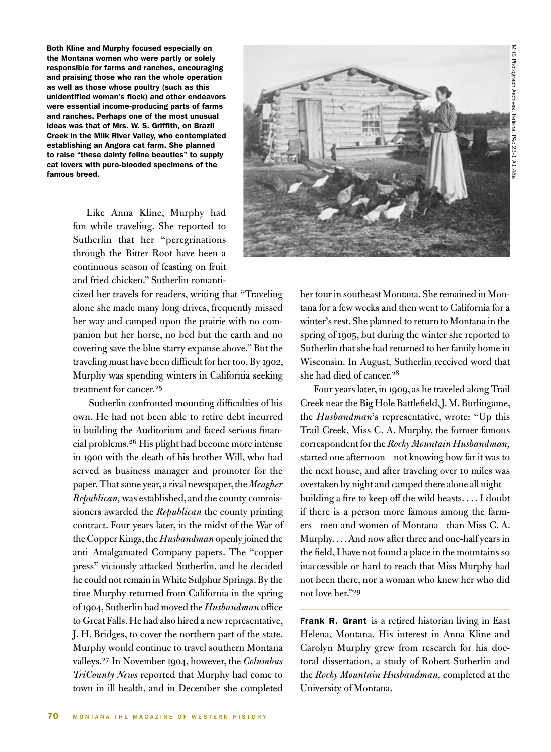**Both Kline and Murphy focused especially on the Montana women who were partly or solely responsible for farms and ranches, encouraging and praising those who ran the whole operation as well as those whose poultry (such as this unidentified woman's flock) and other endeavors were essential income-producing parts of farms and ranches. Perhaps one of the most unusual ideas was that of Mrs. W. S. Griffith, on Brazil Creek in the Milk River Valley, who contemplated establishing an Angora cat farm. She planned to raise "these dainty feline beauties" to supply cat lovers with pure-blooded specimens of the famous breed.**

MHS Photograph Archives, Helena, PAc 23-1 A1.48a

Like Anna Kline, Murphy had fun while traveling. She reported to Sutherlin that her "peregrinations through the Bitter Root have been a continuous season of feasting on fruit and fried chicken." Sutherlin romanticized her travels for readers, writing that "Traveling alone she made many long drives, frequently missed her way and camped upon the prairie with no companion but her horse, no bed but the earth and no covering save the blue starry expanse above." But the traveling must have been difficult for her too. By 1902, Murphy was spending winters in California seeking treatment for cancer.[25]

Sutherlin confronted mounting difficulties of his own. He had not been able to retire debt incurred in building the Auditorium and faced serious financial problems.[26] His plight had become more intense in 1900 with the death of his brother Will, who had served as business manager and promoter for the paper. That same year, a rival newspaper, the *Meagher Republican,* was established, and the county commissioners awarded the *Republican* the county printing contract. Four years later, in the midst of the War of the Copper Kings, the *Husbandman* openly joined the anti–Amalgamated Company papers. The "copper press" viciously attacked Sutherlin, and he decided he could not remain in White Sulphur Springs. By the time Murphy returned from California in the spring of 1904, Sutherlin had moved the *Husbandman* office to Great Falls. He had also hired a new representative, J. H. Bridges, to cover the northern part of the state. Murphy would continue to travel southern Montana valleys.[27] In November 1904, however, the *Columbus TriCounty News* reported that Murphy had come to town in ill health, and in December she completed her tour in southeast Montana. She remained in Montana for a few weeks and then went to California for a winter's rest. She planned to return to Montana in the spring of 1905, but during the winter she reported to Sutherlin that she had returned to her family home in Wisconsin. In August, Sutherlin received word that she had died of cancer.[28]

Four years later, in 1909, as he traveled along Trail Creek near the Big Hole Battlefield, J. M. Burlingame, the *Husbandman*'s representative, wrote: "Up this Trail Creek, Miss C. A. Murphy, the former famous correspondent for the *Rocky Mountain Husbandman,* started one afternoon—not knowing how far it was to the next house, and after traveling over 10 miles was overtaken by night and camped there alone all night—building a fire to keep off the wild beasts. . . . I doubt if there is a person more famous among the farmers—men and women of Montana—than Miss C. A. Murphy. . . . And now after three and one-half years in the field, I have not found a place in the mountains so inaccessible or hard to reach that Miss Murphy had not been there, nor a woman who knew her who did not love her."[29]

---

**Frank R. Grant** is a retired historian living in East Helena, Montana. His interest in Anna Kline and Carolyn Murphy grew from research for his doctoral dissertation, a study of Robert Sutherlin and the *Rocky Mountain Husbandman,* completed at the University of Montana.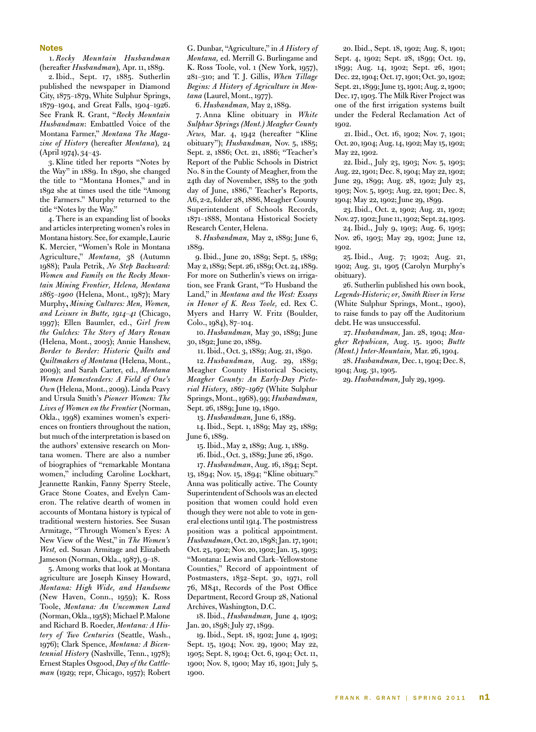## Notes

1. *Rocky Mountain Husbandman* (hereafter *Husbandman*), Apr. 11, 1889.

2. Ibid., Sept. 17, 1885. Sutherlin published the newspaper in Diamond City, 1875–1879, White Sulphur Springs, 1879–1904, and Great Falls, 1904–1926. See Frank R. Grant, "*Rocky Mountain Husbandman*: Embattled Voice of the Montana Farmer," *Montana The Magazine of History* (hereafter *Montana*), 24 (April 1974), 34–43.

3. Kline titled her reports "Notes by the Way" in 1889. In 1890, she changed the title to "Montana Homes," and in 1892 she at times used the title "Among the Farmers." Murphy returned to the title "Notes by the Way."

4. There is an expanding list of books and articles interpreting women's roles in Montana history. See, for example, Laurie K. Mercier, "Women's Role in Montana Agriculture," *Montana*, 38 (Autumn 1988); Paula Petrik, *No Step Backward: Women and Family on the Rocky Mountain Mining Frontier, Helena, Montana 1865–1900* (Helena, Mont., 1987); Mary Murphy, *Mining Cultures: Men, Women, and Leisure in Butte, 1914–41* (Chicago, 1997); Ellen Baumler, ed., *Girl from the Gulches: The Story of Mary Ronan* (Helena, Mont., 2003); Annie Hanshew, *Border to Border: Historic Quilts and Quiltmakers of Montana* (Helena, Mont., 2009); and Sarah Carter, ed., *Montana Women Homesteaders: A Field of One's Own* (Helena, Mont., 2009). Linda Peavy and Ursula Smith's *Pioneer Women: The Lives of Women on the Frontier* (Norman, Okla., 1998) examines women's experiences on frontiers throughout the nation, but much of the interpretation is based on the authors' extensive research on Montana women. There are also a number of biographies of "remarkable Montana women," including Caroline Lockhart, Jeannette Rankin, Fanny Sperry Steele, Grace Stone Coates, and Evelyn Cameron. The relative dearth of women in accounts of Montana history is typical of traditional western histories. See Susan Armitage, "Through Women's Eyes: A New View of the West," in *The Women's West*, ed. Susan Armitage and Elizabeth Jameson (Norman, Okla., 1987), 9–18.

5. Among works that look at Montana agriculture are Joseph Kinsey Howard, *Montana: High Wide, and Handsome* (New Haven, Conn., 1959); K. Ross Toole, *Montana: An Uncommon Land* (Norman, Okla., 1958); Michael P. Malone and Richard B. Roeder, *Montana: A History of Two Centuries* (Seattle, Wash., 1976); Clark Spence, *Montana: A Bicentennial History* (Nashville, Tenn., 1978); Ernest Staples Osgood, *Day of the Cattleman* (1929; repr, Chicago, 1957); Robert G. Dunbar, "Agriculture," in *A History of Montana*, ed. Merrill G. Burlingame and K. Ross Toole, vol. 1 (New York, 1957), 281–310; and T. J. Gillis, *When Tillage Begins: A History of Agriculture in Montana* (Laurel, Mont., 1977).

6. *Husbandman*, May 2, 1889.

7. Anna Kline obituary in *White Sulphur Springs (Mont.) Meagher County News*, Mar. 4, 1942 (hereafter "Kline obituary"); *Husbandman*, Nov. 5, 1885; Sept. 2, 1886; Oct. 21, 1886; "Teacher's Report of the Public Schools in District No. 8 in the County of Meagher, from the 24th day of November, 1885 to the 30th day of June, 1886," Teacher's Reports, A6, 2-2, folder 28, 1886, Meagher County Superintendent of Schools Records, 1871–1888, Montana Historical Society Research Center, Helena.

8. *Husbandman*, May 2, 1889; June 6, 1889.

9. Ibid., June 20, 1889; Sept. 5, 1889; May 2, 1889; Sept. 26, 1889; Oct. 24, 1889. For more on Sutherlin's views on irrigation, see Frank Grant, "To Husband the Land," in *Montana and the West: Essays in Honor of K. Ross Toole*, ed. Rex C. Myers and Harry W. Fritz (Boulder, Colo., 1984), 87–104.

10. *Husbandman*, May 30, 1889; June 30, 1892; June 20, 1889.

11. Ibid., Oct. 3, 1889; Aug. 21, 1890.

12. *Husbandman*, Aug. 29, 1889; Meagher County Historical Society, *Meagher County: An Early-Day Pictorial History, 1867–1967* (White Sulphur Springs, Mont., 1968), 99; *Husbandman*, Sept. 26, 1889; June 19, 1890.

13. *Husbandman*, June 6, 1889.

14. Ibid., Sept. 1, 1889; May 23, 1889; June 6, 1889.

15. Ibid., May 2, 1889; Aug. 1, 1889.

16. Ibid., Oct. 3, 1889; June 26, 1890.

17. *Husbandman*, Aug. 16, 1894; Sept. 13, 1894; Nov. 15, 1894; "Kline obituary." Anna was politically active. The County Superintendent of Schools was an elected position that women could hold even though they were not able to vote in general elections until 1914. The postmistress position was a political appointment. *Husbandman*, Oct. 20, 1898; Jan. 17, 1901; Oct. 23, 1902; Nov. 20, 1902; Jan. 15, 1903; "Montana: Lewis and Clark–Yellowstone Counties," Record of appointment of Postmasters, 1832–Sept. 30, 1971, roll 76, M841, Records of the Post Office Department, Record Group 28, National Archives, Washington, D.C.

18. Ibid., *Husbandman*, June 4, 1903; Jan. 20, 1898; July 27, 1899.

19. Ibid., Sept. 18, 1902; June 4, 1903; Sept. 15, 1904; Nov. 29, 1900; May 22, 1905; Sept. 8, 1904; Oct. 6, 1904; Oct. 11, 1900; Nov. 8, 1900; May 16, 1901; July 5, 1900.

20. Ibid., Sept. 18, 1902; Aug. 8, 1901; Sept. 4, 1902; Sept. 28, 1899; Oct. 19, 1899; Aug. 14, 1902; Sept. 26, 1901; Dec. 22, 1904; Oct. 17, 1901; Oct. 30, 1902; Sept. 21, 1899; June 13, 1901; Aug. 2, 1900; Dec. 17, 1903. The Milk River Project was one of the first irrigation systems built under the Federal Reclamation Act of 1902.

21. Ibid., Oct. 16, 1902; Nov. 7, 1901; Oct. 20, 1904; Aug. 14, 1902; May 15, 1902; May 22, 1902.

22. Ibid., July 23, 1903; Nov. 5, 1903; Aug. 22, 1901; Dec. 8, 1904; May 22, 1902; June 29, 1899; Aug. 28, 1902; July 23, 1903; Nov. 5, 1903; Aug. 22, 1901; Dec. 8, 1904; May 22, 1902; June 29, 1899.

23. Ibid., Oct. 2, 1902; Aug. 21, 1902; Nov. 27, 1902; June 11, 1902; Sept. 24, 1903.

24. Ibid., July 9, 1903; Aug. 6, 1903; Nov. 26, 1903; May 29, 1902; June 12, 1902.

25. Ibid., Aug. 7; 1902; Aug. 21, 1902; Aug. 31, 1905 (Carolyn Murphy's obituary).

26. Sutherlin published his own book, *Legends-Historic; or, Smith River in Verse* (White Sulphur Springs, Mont., 1900), to raise funds to pay off the Auditorium debt. He was unsuccessful.

27. *Husbandman*, Jan. 28, 1904; *Meagher Republican*, Aug. 15. 1900; *Butte (Mont.) Inter-Mountain*, Mar. 26, 1904.

28. *Husbandman*, Dec. 1, 1904; Dec. 8, 1904; Aug. 31, 1905.

29. *Husbandman*, July 29, 1909.